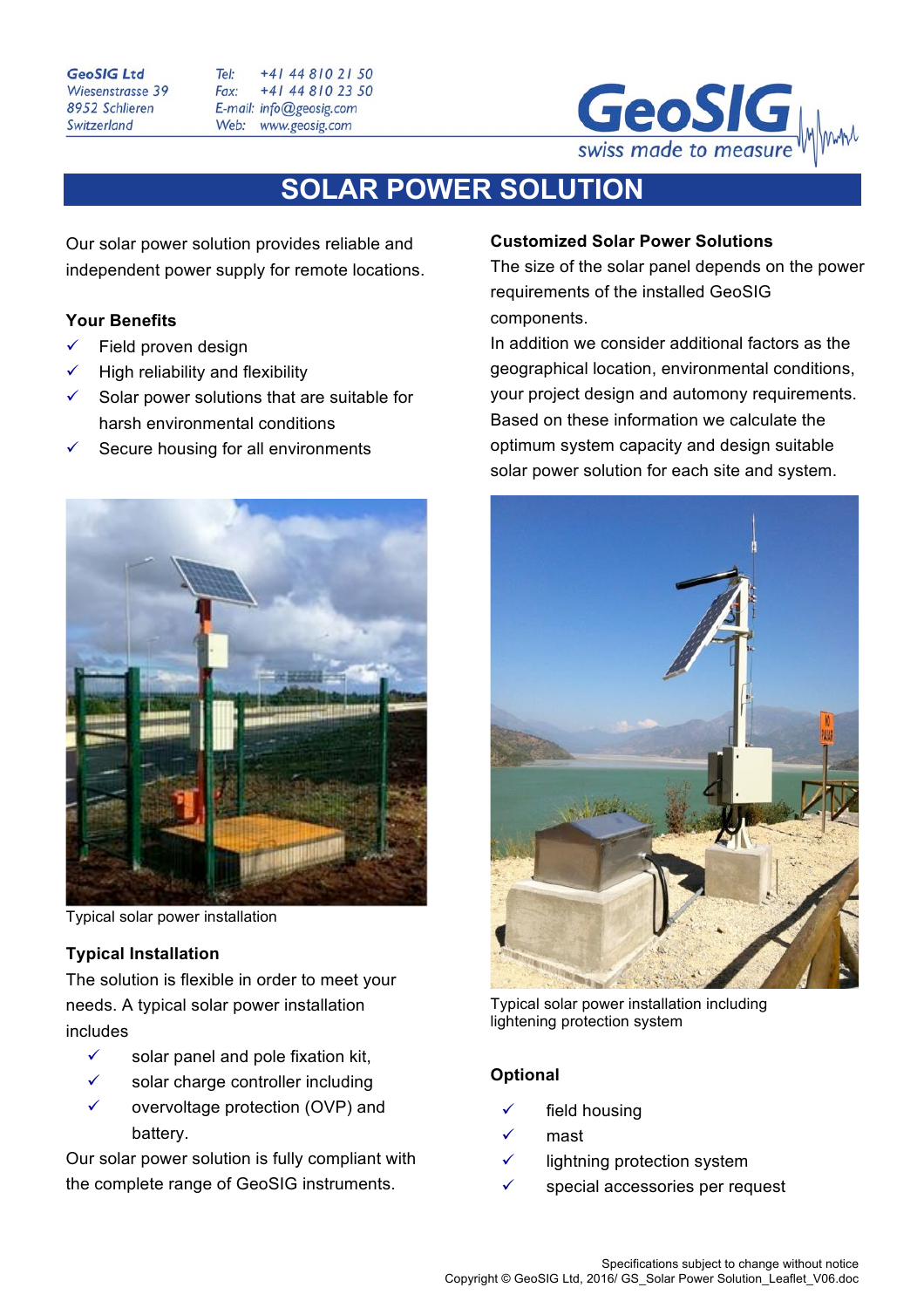GeoSIG Ltd
Wiesenstrasse 39
8952 Schlieren
Switzerland

Tel: +41 44 810 21 50
Fax: +41 44 810 23 50
E-mail: info@geosig.com
Web: www.geosig.com

GeoSIG
swiss made to measure

# SOLAR POWER SOLUTION

Our solar power solution provides reliable and independent power supply for remote locations.

**Your Benefits**

- ✓ Field proven design
- ✓ High reliability and flexibility
- ✓ Solar power solutions that are suitable for harsh environmental conditions
- ✓ Secure housing for all environments

Typical solar power installation

**Typical Installation**

The solution is flexible in order to meet your needs. A typical solar power installation includes

- ✓ solar panel and pole fixation kit,
- ✓ solar charge controller including
- ✓ overvoltage protection (OVP) and battery.

Our solar power solution is fully compliant with the complete range of GeoSIG instruments.

**Customized Solar Power Solutions**

The size of the solar panel depends on the power requirements of the installed GeoSIG components.

In addition we consider additional factors as the geographical location, environmental conditions, your project design and automony requirements. Based on these information we calculate the optimum system capacity and design suitable solar power solution for each site and system.

Typical solar power installation including lightening protection system

**Optional**

- ✓ field housing
- ✓ mast
- ✓ lightning protection system
- ✓ special accessories per request

Specifications subject to change without notice
Copyright © GeoSIG Ltd, 2016/ GS_Solar Power Solution_Leaflet_V06.doc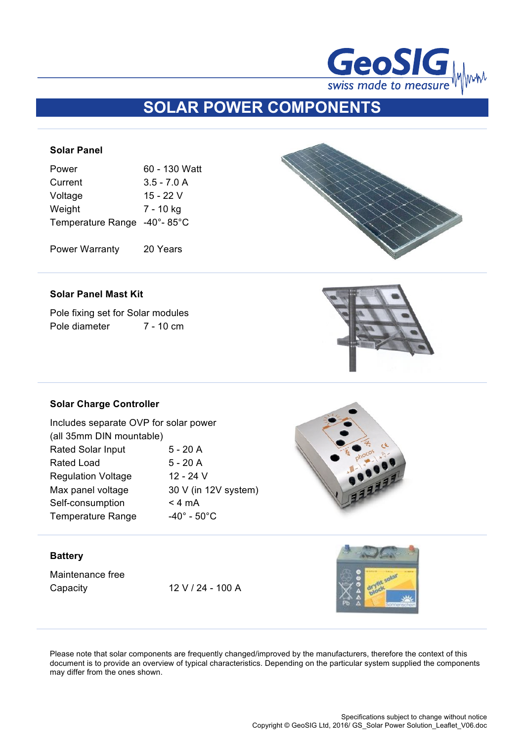# SOLAR POWER COMPONENTS

### Solar Panel

| | |
|---|---|
| Power | 60 - 130 Watt |
| Current | 3.5 - 7.0 A |
| Voltage | 15 - 22 V |
| Weight | 7 - 10 kg |
| Temperature Range | -40°- 85°C |
| Power Warranty | 20 Years |

### Solar Panel Mast Kit

Pole fixing set for Solar modules

| | |
|---|---|
| Pole diameter | 7 - 10 cm |

### Solar Charge Controller

Includes separate OVP for solar power
(all 35mm DIN mountable)

| | |
|---|---|
| Rated Solar Input | 5 - 20 A |
| Rated Load | 5 - 20 A |
| Regulation Voltage | 12 - 24 V |
| Max panel voltage | 30 V (in 12V system) |
| Self-consumption | < 4 mA |
| Temperature Range | -40° - 50°C |

### Battery

Maintenance free

| | |
|---|---|
| Capacity | 12 V / 24 - 100 A |

Please note that solar components are frequently changed/improved by the manufacturers, therefore the context of this document is to provide an overview of typical characteristics. Depending on the particular system supplied the components may differ from the ones shown.

Specifications subject to change without notice
Copyright © GeoSIG Ltd, 2016/ GS_Solar Power Solution_Leaflet_V06.doc